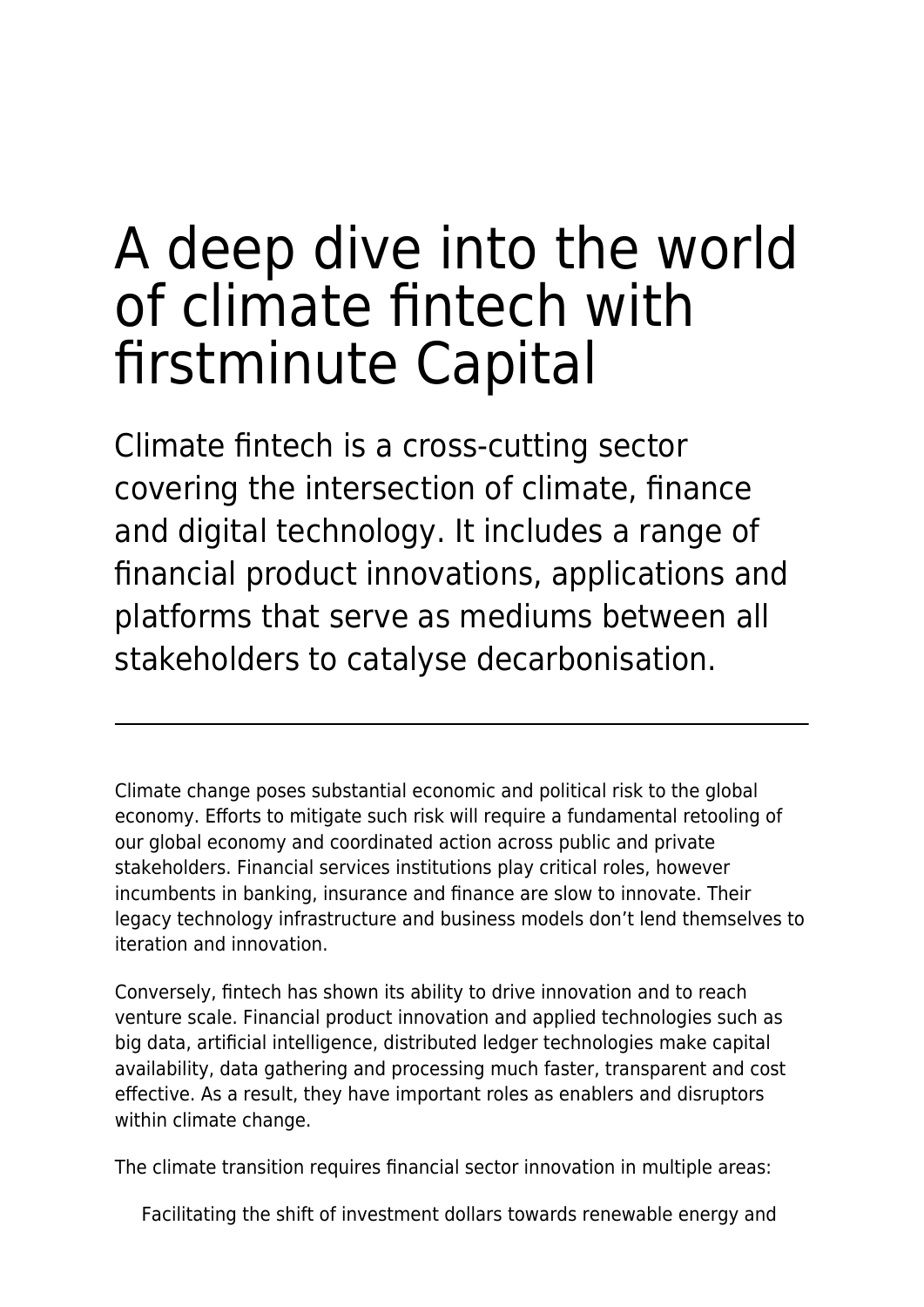# A deep dive into the world of climate fintech with firstminute Capital

Climate fintech is a cross-cutting sector covering the intersection of climate, finance and digital technology. It includes a range of financial product innovations, applications and platforms that serve as mediums between all stakeholders to catalyse decarbonisation.

---

Climate change poses substantial economic and political risk to the global economy. Efforts to mitigate such risk will require a fundamental retooling of our global economy and coordinated action across public and private stakeholders. Financial services institutions play critical roles, however incumbents in banking, insurance and finance are slow to innovate. Their legacy technology infrastructure and business models don't lend themselves to iteration and innovation.

Conversely, fintech has shown its ability to drive innovation and to reach venture scale. Financial product innovation and applied technologies such as big data, artificial intelligence, distributed ledger technologies make capital availability, data gathering and processing much faster, transparent and cost effective. As a result, they have important roles as enablers and disruptors within climate change.

The climate transition requires financial sector innovation in multiple areas:

Facilitating the shift of investment dollars towards renewable energy and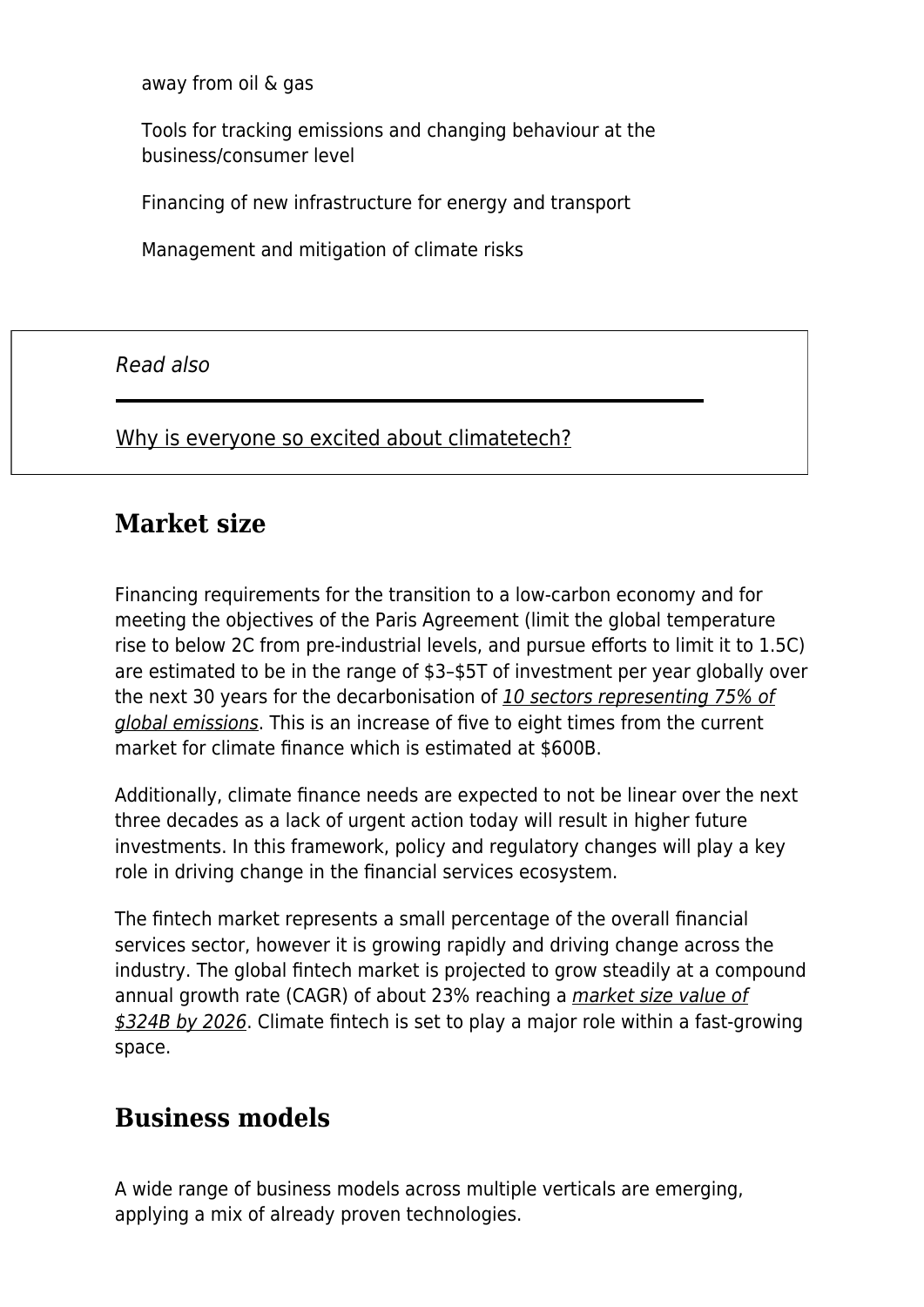away from oil & gas

Tools for tracking emissions and changing behaviour at the business/consumer level

Financing of new infrastructure for energy and transport

Management and mitigation of climate risks

*Read also*

Why is everyone so excited about climatetech?

## Market size

Financing requirements for the transition to a low-carbon economy and for meeting the objectives of the Paris Agreement (limit the global temperature rise to below 2C from pre-industrial levels, and pursue efforts to limit it to 1.5C) are estimated to be in the range of $3–$5T of investment per year globally over the next 30 years for the decarbonisation of *10 sectors representing 75% of global emissions*. This is an increase of five to eight times from the current market for climate finance which is estimated at $600B.

Additionally, climate finance needs are expected to not be linear over the next three decades as a lack of urgent action today will result in higher future investments. In this framework, policy and regulatory changes will play a key role in driving change in the financial services ecosystem.

The fintech market represents a small percentage of the overall financial services sector, however it is growing rapidly and driving change across the industry. The global fintech market is projected to grow steadily at a compound annual growth rate (CAGR) of about 23% reaching a *market size value of $324B by 2026*. Climate fintech is set to play a major role within a fast-growing space.

## Business models

A wide range of business models across multiple verticals are emerging, applying a mix of already proven technologies.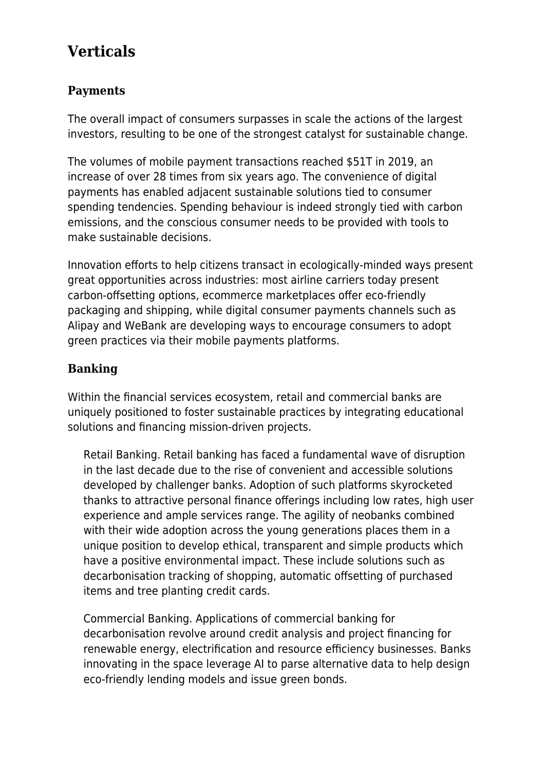# Verticals

## Payments

The overall impact of consumers surpasses in scale the actions of the largest investors, resulting to be one of the strongest catalyst for sustainable change.

The volumes of mobile payment transactions reached $51T in 2019, an increase of over 28 times from six years ago. The convenience of digital payments has enabled adjacent sustainable solutions tied to consumer spending tendencies. Spending behaviour is indeed strongly tied with carbon emissions, and the conscious consumer needs to be provided with tools to make sustainable decisions.

Innovation efforts to help citizens transact in ecologically-minded ways present great opportunities across industries: most airline carriers today present carbon-offsetting options, ecommerce marketplaces offer eco-friendly packaging and shipping, while digital consumer payments channels such as Alipay and WeBank are developing ways to encourage consumers to adopt green practices via their mobile payments platforms.

## Banking

Within the financial services ecosystem, retail and commercial banks are uniquely positioned to foster sustainable practices by integrating educational solutions and financing mission-driven projects.

> Retail Banking. Retail banking has faced a fundamental wave of disruption in the last decade due to the rise of convenient and accessible solutions developed by challenger banks. Adoption of such platforms skyrocketed thanks to attractive personal finance offerings including low rates, high user experience and ample services range. The agility of neobanks combined with their wide adoption across the young generations places them in a unique position to develop ethical, transparent and simple products which have a positive environmental impact. These include solutions such as decarbonisation tracking of shopping, automatic offsetting of purchased items and tree planting credit cards.
>
> Commercial Banking. Applications of commercial banking for decarbonisation revolve around credit analysis and project financing for renewable energy, electrification and resource efficiency businesses. Banks innovating in the space leverage AI to parse alternative data to help design eco-friendly lending models and issue green bonds.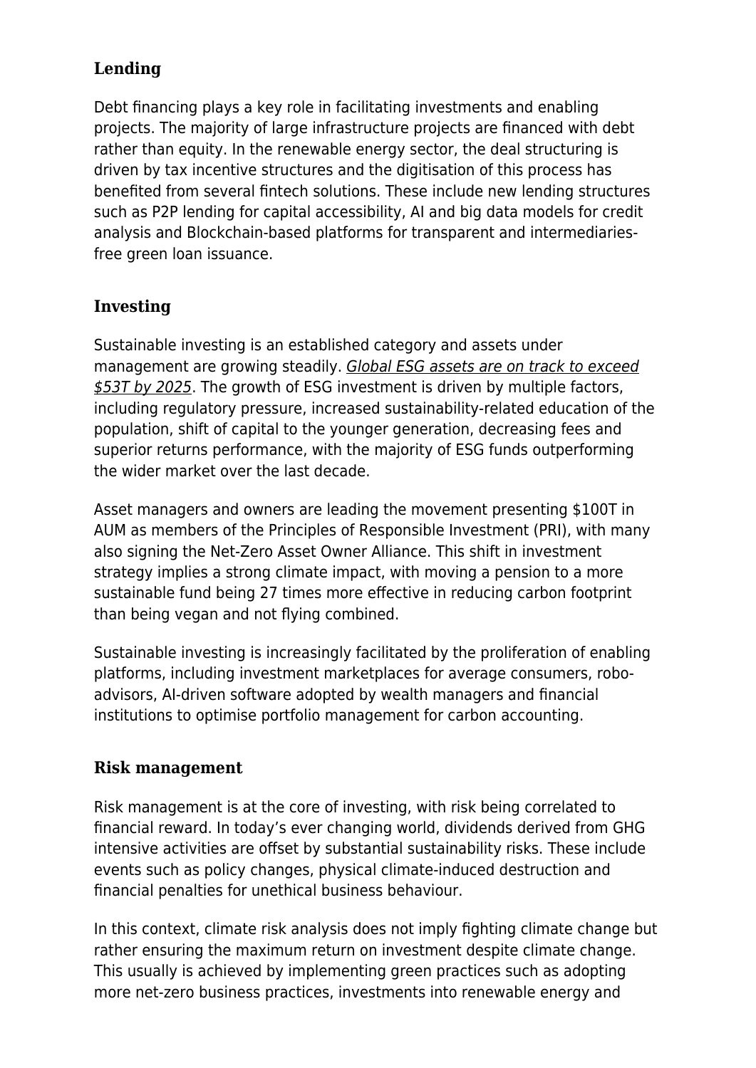## Lending

Debt financing plays a key role in facilitating investments and enabling projects. The majority of large infrastructure projects are financed with debt rather than equity. In the renewable energy sector, the deal structuring is driven by tax incentive structures and the digitisation of this process has benefited from several fintech solutions. These include new lending structures such as P2P lending for capital accessibility, AI and big data models for credit analysis and Blockchain-based platforms for transparent and intermediaries-free green loan issuance.

## Investing

Sustainable investing is an established category and assets under management are growing steadily. *Global ESG assets are on track to exceed $53T by 2025*. The growth of ESG investment is driven by multiple factors, including regulatory pressure, increased sustainability-related education of the population, shift of capital to the younger generation, decreasing fees and superior returns performance, with the majority of ESG funds outperforming the wider market over the last decade.

Asset managers and owners are leading the movement presenting $100T in AUM as members of the Principles of Responsible Investment (PRI), with many also signing the Net-Zero Asset Owner Alliance. This shift in investment strategy implies a strong climate impact, with moving a pension to a more sustainable fund being 27 times more effective in reducing carbon footprint than being vegan and not flying combined.

Sustainable investing is increasingly facilitated by the proliferation of enabling platforms, including investment marketplaces for average consumers, robo-advisors, AI-driven software adopted by wealth managers and financial institutions to optimise portfolio management for carbon accounting.

## Risk management

Risk management is at the core of investing, with risk being correlated to financial reward. In today's ever changing world, dividends derived from GHG intensive activities are offset by substantial sustainability risks. These include events such as policy changes, physical climate-induced destruction and financial penalties for unethical business behaviour.

In this context, climate risk analysis does not imply fighting climate change but rather ensuring the maximum return on investment despite climate change. This usually is achieved by implementing green practices such as adopting more net-zero business practices, investments into renewable energy and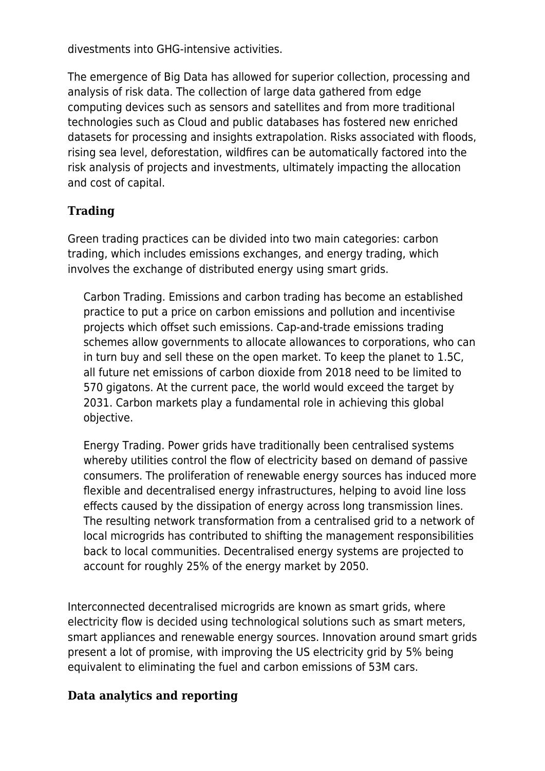divestments into GHG-intensive activities.

The emergence of Big Data has allowed for superior collection, processing and analysis of risk data. The collection of large data gathered from edge computing devices such as sensors and satellites and from more traditional technologies such as Cloud and public databases has fostered new enriched datasets for processing and insights extrapolation. Risks associated with floods, rising sea level, deforestation, wildfires can be automatically factored into the risk analysis of projects and investments, ultimately impacting the allocation and cost of capital.

### Trading

Green trading practices can be divided into two main categories: carbon trading, which includes emissions exchanges, and energy trading, which involves the exchange of distributed energy using smart grids.

> Carbon Trading. Emissions and carbon trading has become an established practice to put a price on carbon emissions and pollution and incentivise projects which offset such emissions. Cap-and-trade emissions trading schemes allow governments to allocate allowances to corporations, who can in turn buy and sell these on the open market. To keep the planet to 1.5C, all future net emissions of carbon dioxide from 2018 need to be limited to 570 gigatons. At the current pace, the world would exceed the target by 2031. Carbon markets play a fundamental role in achieving this global objective.
>
> Energy Trading. Power grids have traditionally been centralised systems whereby utilities control the flow of electricity based on demand of passive consumers. The proliferation of renewable energy sources has induced more flexible and decentralised energy infrastructures, helping to avoid line loss effects caused by the dissipation of energy across long transmission lines. The resulting network transformation from a centralised grid to a network of local microgrids has contributed to shifting the management responsibilities back to local communities. Decentralised energy systems are projected to account for roughly 25% of the energy market by 2050.

Interconnected decentralised microgrids are known as smart grids, where electricity flow is decided using technological solutions such as smart meters, smart appliances and renewable energy sources. Innovation around smart grids present a lot of promise, with improving the US electricity grid by 5% being equivalent to eliminating the fuel and carbon emissions of 53M cars.

### Data analytics and reporting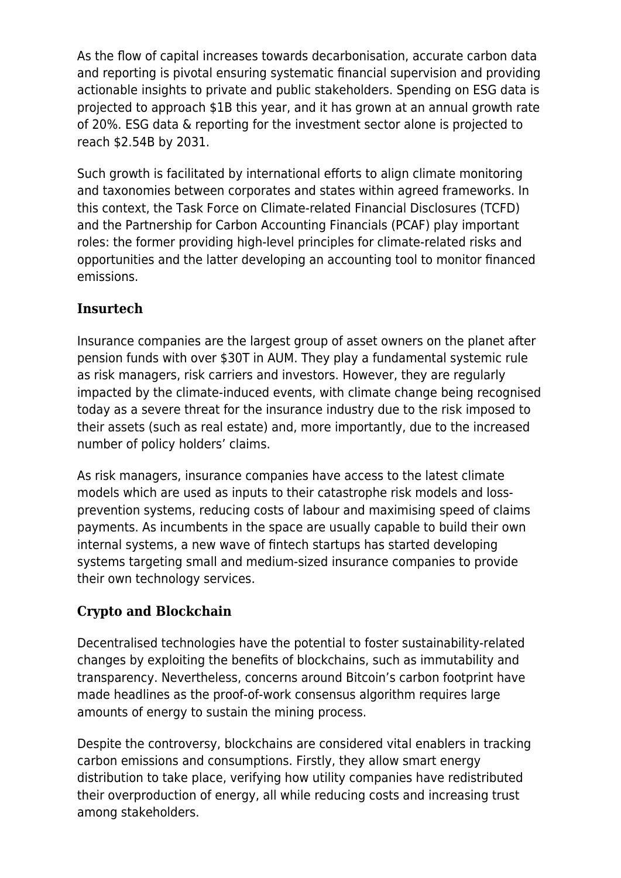As the flow of capital increases towards decarbonisation, accurate carbon data and reporting is pivotal ensuring systematic financial supervision and providing actionable insights to private and public stakeholders. Spending on ESG data is projected to approach $1B this year, and it has grown at an annual growth rate of 20%. ESG data & reporting for the investment sector alone is projected to reach $2.54B by 2031.

Such growth is facilitated by international efforts to align climate monitoring and taxonomies between corporates and states within agreed frameworks. In this context, the Task Force on Climate-related Financial Disclosures (TCFD) and the Partnership for Carbon Accounting Financials (PCAF) play important roles: the former providing high-level principles for climate-related risks and opportunities and the latter developing an accounting tool to monitor financed emissions.

### Insurtech

Insurance companies are the largest group of asset owners on the planet after pension funds with over $30T in AUM. They play a fundamental systemic rule as risk managers, risk carriers and investors. However, they are regularly impacted by the climate-induced events, with climate change being recognised today as a severe threat for the insurance industry due to the risk imposed to their assets (such as real estate) and, more importantly, due to the increased number of policy holders' claims.

As risk managers, insurance companies have access to the latest climate models which are used as inputs to their catastrophe risk models and loss-prevention systems, reducing costs of labour and maximising speed of claims payments. As incumbents in the space are usually capable to build their own internal systems, a new wave of fintech startups has started developing systems targeting small and medium-sized insurance companies to provide their own technology services.

### Crypto and Blockchain

Decentralised technologies have the potential to foster sustainability-related changes by exploiting the benefits of blockchains, such as immutability and transparency. Nevertheless, concerns around Bitcoin's carbon footprint have made headlines as the proof-of-work consensus algorithm requires large amounts of energy to sustain the mining process.

Despite the controversy, blockchains are considered vital enablers in tracking carbon emissions and consumptions. Firstly, they allow smart energy distribution to take place, verifying how utility companies have redistributed their overproduction of energy, all while reducing costs and increasing trust among stakeholders.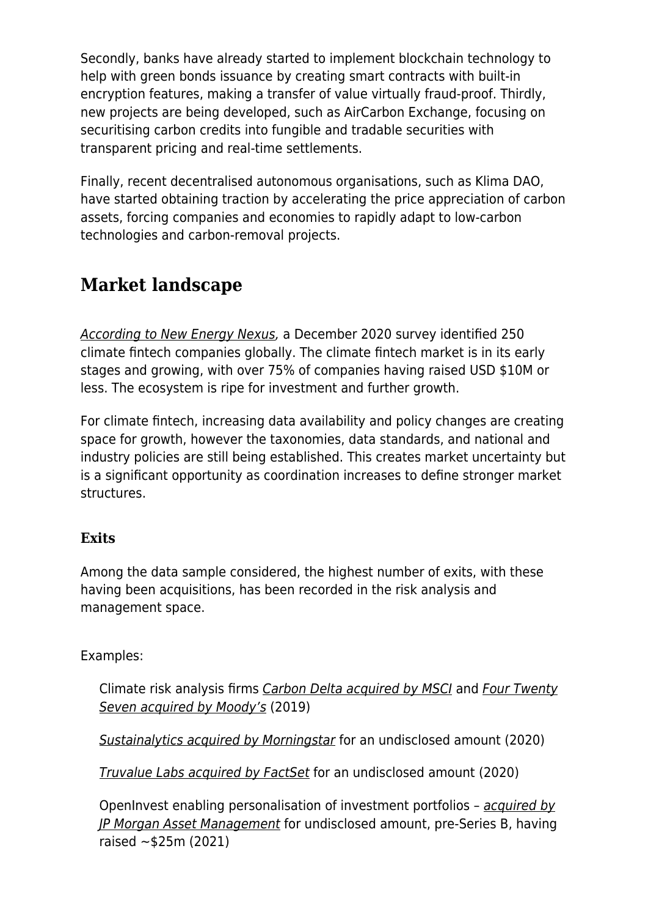Secondly, banks have already started to implement blockchain technology to help with green bonds issuance by creating smart contracts with built-in encryption features, making a transfer of value virtually fraud-proof. Thirdly, new projects are being developed, such as AirCarbon Exchange, focusing on securitising carbon credits into fungible and tradable securities with transparent pricing and real-time settlements.

Finally, recent decentralised autonomous organisations, such as Klima DAO, have started obtaining traction by accelerating the price appreciation of carbon assets, forcing companies and economies to rapidly adapt to low-carbon technologies and carbon-removal projects.

## Market landscape

*According to New Energy Nexus*, a December 2020 survey identified 250 climate fintech companies globally. The climate fintech market is in its early stages and growing, with over 75% of companies having raised USD $10M or less. The ecosystem is ripe for investment and further growth.

For climate fintech, increasing data availability and policy changes are creating space for growth, however the taxonomies, data standards, and national and industry policies are still being established. This creates market uncertainty but is a significant opportunity as coordination increases to define stronger market structures.

### Exits

Among the data sample considered, the highest number of exits, with these having been acquisitions, has been recorded in the risk analysis and management space.

Examples:

- Climate risk analysis firms *Carbon Delta acquired by MSCI* and *Four Twenty Seven acquired by Moody's* (2019)
- *Sustainalytics acquired by Morningstar* for an undisclosed amount (2020)
- *Truvalue Labs acquired by FactSet* for an undisclosed amount (2020)
- OpenInvest enabling personalisation of investment portfolios – *acquired by JP Morgan Asset Management* for undisclosed amount, pre-Series B, having raised ~$25m (2021)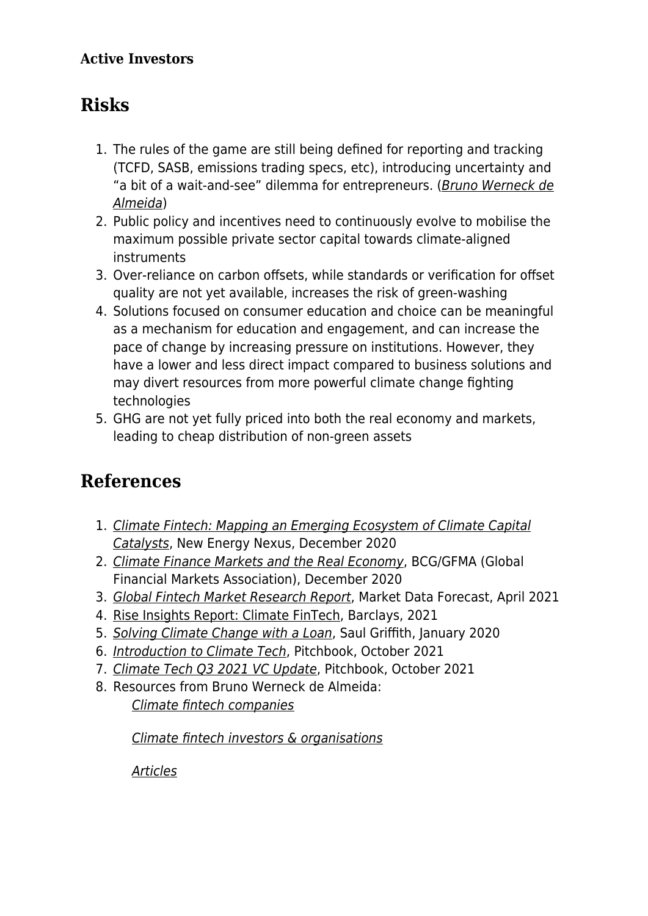**Active Investors**

## Risks

1. The rules of the game are still being defined for reporting and tracking (TCFD, SASB, emissions trading specs, etc), introducing uncertainty and “a bit of a wait-and-see” dilemma for entrepreneurs. (*Bruno Werneck de Almeida*)
2. Public policy and incentives need to continuously evolve to mobilise the maximum possible private sector capital towards climate-aligned instruments
3. Over-reliance on carbon offsets, while standards or verification for offset quality are not yet available, increases the risk of green-washing
4. Solutions focused on consumer education and choice can be meaningful as a mechanism for education and engagement, and can increase the pace of change by increasing pressure on institutions. However, they have a lower and less direct impact compared to business solutions and may divert resources from more powerful climate change fighting technologies
5. GHG are not yet fully priced into both the real economy and markets, leading to cheap distribution of non-green assets

## References

1. *Climate Fintech: Mapping an Emerging Ecosystem of Climate Capital Catalysts*, New Energy Nexus, December 2020
2. *Climate Finance Markets and the Real Economy*, BCG/GFMA (Global Financial Markets Association), December 2020
3. *Global Fintech Market Research Report*, Market Data Forecast, April 2021
4. Rise Insights Report: Climate FinTech, Barclays, 2021
5. *Solving Climate Change with a Loan*, Saul Griffith, January 2020
6. *Introduction to Climate Tech*, Pitchbook, October 2021
7. *Climate Tech Q3 2021 VC Update*, Pitchbook, October 2021
8. Resources from Bruno Werneck de Almeida:
   - *Climate fintech companies*
   - *Climate fintech investors & organisations*
   - *Articles*